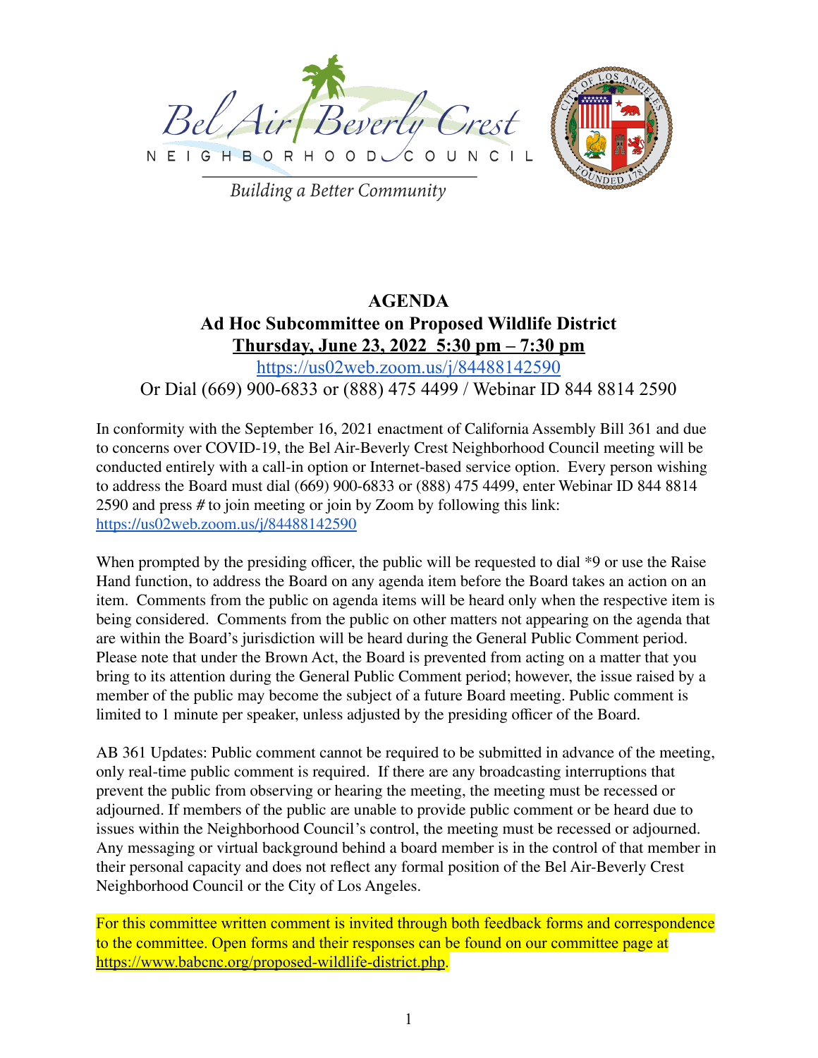Bel Air Beverly Crest

NEIGHBORHOOD COUNCIL

*Building a Better Community*

# AGENDA

## Ad Hoc Subcommittee on Proposed Wildlife District

**Thursday, June 23, 2022 5:30 pm – 7:30 pm**

https://us02web.zoom.us/j/84488142590

Or Dial (669) 900-6833 or (888) 475 4499 / Webinar ID 844 8814 2590

In conformity with the September 16, 2021 enactment of California Assembly Bill 361 and due to concerns over COVID-19, the Bel Air-Beverly Crest Neighborhood Council meeting will be conducted entirely with a call-in option or Internet-based service option. Every person wishing to address the Board must dial (669) 900-6833 or (888) 475 4499, enter Webinar ID 844 8814 2590 and press # to join meeting or join by Zoom by following this link: https://us02web.zoom.us/j/84488142590

When prompted by the presiding officer, the public will be requested to dial *9 or use the Raise Hand function, to address the Board on any agenda item before the Board takes an action on an item. Comments from the public on agenda items will be heard only when the respective item is being considered. Comments from the public on other matters not appearing on the agenda that are within the Board's jurisdiction will be heard during the General Public Comment period. Please note that under the Brown Act, the Board is prevented from acting on a matter that you bring to its attention during the General Public Comment period; however, the issue raised by a member of the public may become the subject of a future Board meeting. Public comment is limited to 1 minute per speaker, unless adjusted by the presiding officer of the Board.

AB 361 Updates: Public comment cannot be required to be submitted in advance of the meeting, only real-time public comment is required. If there are any broadcasting interruptions that prevent the public from observing or hearing the meeting, the meeting must be recessed or adjourned. If members of the public are unable to provide public comment or be heard due to issues within the Neighborhood Council's control, the meeting must be recessed or adjourned. Any messaging or virtual background behind a board member is in the control of that member in their personal capacity and does not reflect any formal position of the Bel Air-Beverly Crest Neighborhood Council or the City of Los Angeles.

For this committee written comment is invited through both feedback forms and correspondence to the committee. Open forms and their responses can be found on our committee page at https://www.babcnc.org/proposed-wildlife-district.php.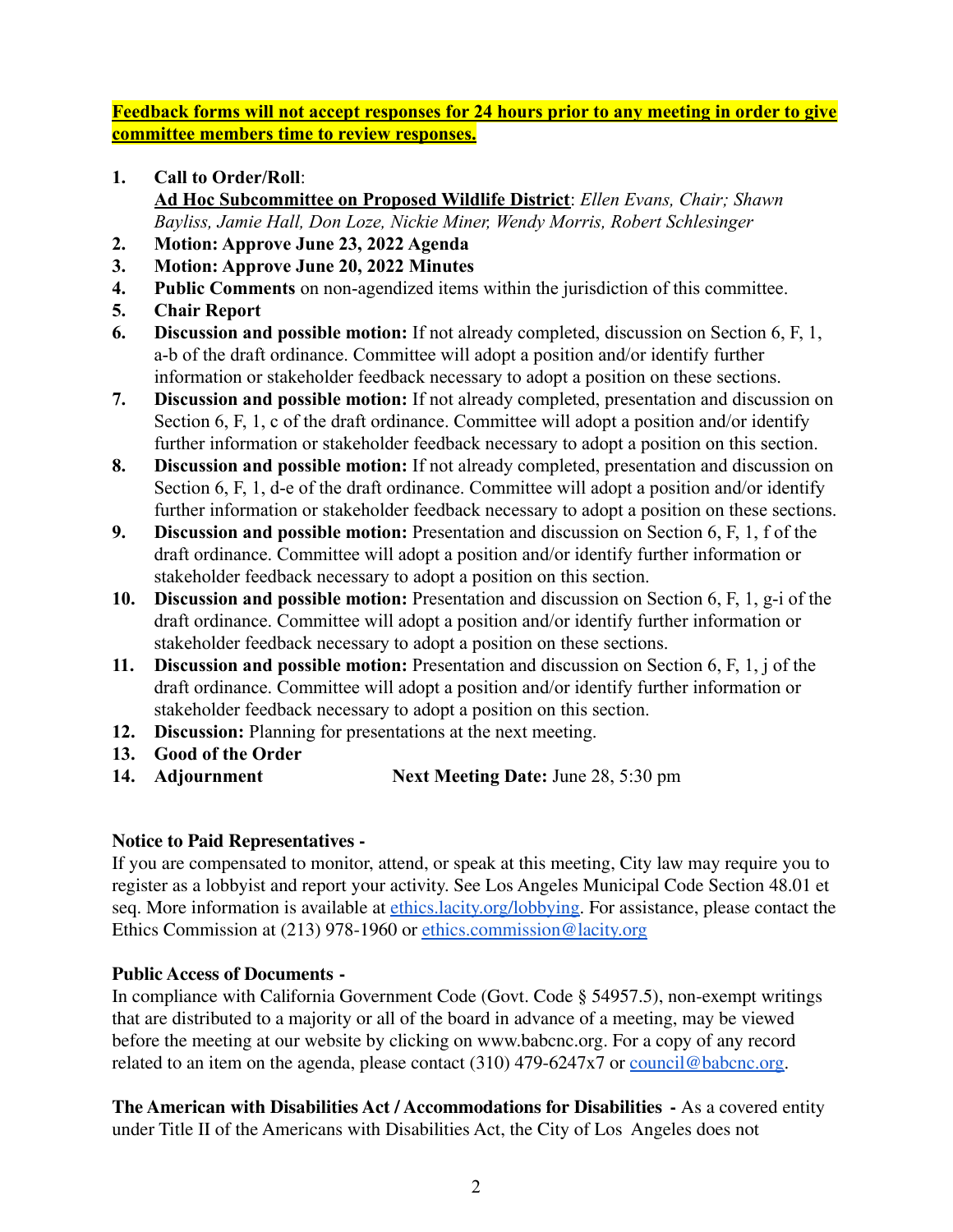**Feedback forms will not accept responses for 24 hours prior to any meeting in order to give committee members time to review responses.**

1. **Call to Order/Roll**:
   **Ad Hoc Subcommittee on Proposed Wildlife District**: *Ellen Evans, Chair; Shawn Bayliss, Jamie Hall, Don Loze, Nickie Miner, Wendy Morris, Robert Schlesinger*
2. **Motion: Approve June 23, 2022 Agenda**
3. **Motion: Approve June 20, 2022 Minutes**
4. **Public Comments** on non-agendized items within the jurisdiction of this committee.
5. **Chair Report**
6. **Discussion and possible motion:** If not already completed, discussion on Section 6, F, 1, a-b of the draft ordinance. Committee will adopt a position and/or identify further information or stakeholder feedback necessary to adopt a position on these sections.
7. **Discussion and possible motion:** If not already completed, presentation and discussion on Section 6, F, 1, c of the draft ordinance. Committee will adopt a position and/or identify further information or stakeholder feedback necessary to adopt a position on this section.
8. **Discussion and possible motion:** If not already completed, presentation and discussion on Section 6, F, 1, d-e of the draft ordinance. Committee will adopt a position and/or identify further information or stakeholder feedback necessary to adopt a position on these sections.
9. **Discussion and possible motion:** Presentation and discussion on Section 6, F, 1, f of the draft ordinance. Committee will adopt a position and/or identify further information or stakeholder feedback necessary to adopt a position on this section.
10. **Discussion and possible motion:** Presentation and discussion on Section 6, F, 1, g-i of the draft ordinance. Committee will adopt a position and/or identify further information or stakeholder feedback necessary to adopt a position on these sections.
11. **Discussion and possible motion:** Presentation and discussion on Section 6, F, 1, j of the draft ordinance. Committee will adopt a position and/or identify further information or stakeholder feedback necessary to adopt a position on this section.
12. **Discussion:** Planning for presentations at the next meeting.
13. **Good of the Order**
14. **Adjournment** **Next Meeting Date:** June 28, 5:30 pm

**Notice to Paid Representatives -**
If you are compensated to monitor, attend, or speak at this meeting, City law may require you to register as a lobbyist and report your activity. See Los Angeles Municipal Code Section 48.01 et seq. More information is available at ethics.lacity.org/lobbying. For assistance, please contact the Ethics Commission at (213) 978-1960 or ethics.commission@lacity.org

**Public Access of Documents -**
In compliance with California Government Code (Govt. Code § 54957.5), non-exempt writings that are distributed to a majority or all of the board in advance of a meeting, may be viewed before the meeting at our website by clicking on www.babcnc.org. For a copy of any record related to an item on the agenda, please contact (310) 479-6247x7 or council@babcnc.org.

**The American with Disabilities Act / Accommodations for Disabilities -** As a covered entity under Title II of the Americans with Disabilities Act, the City of Los Angeles does not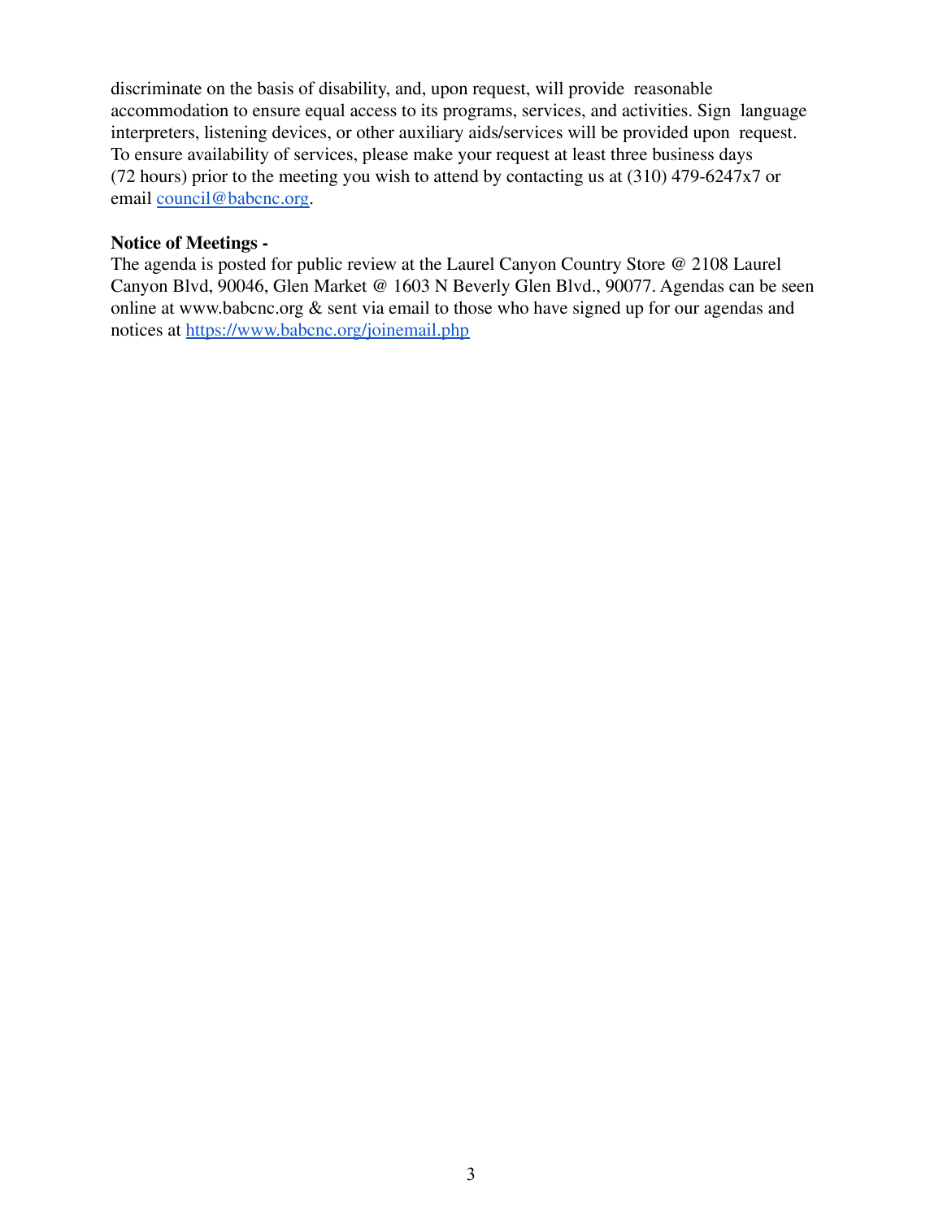discriminate on the basis of disability, and, upon request, will provide reasonable accommodation to ensure equal access to its programs, services, and activities. Sign language interpreters, listening devices, or other auxiliary aids/services will be provided upon request. To ensure availability of services, please make your request at least three business days (72 hours) prior to the meeting you wish to attend by contacting us at (310) 479-6247x7 or email [council@babcnc.org](mailto:council@babcnc.org).

**Notice of Meetings -**

The agenda is posted for public review at the Laurel Canyon Country Store @ 2108 Laurel Canyon Blvd, 90046, Glen Market @ 1603 N Beverly Glen Blvd., 90077. Agendas can be seen online at www.babcnc.org & sent via email to those who have signed up for our agendas and notices at [https://www.babcnc.org/joinemail.php](https://www.babcnc.org/joinemail.php)